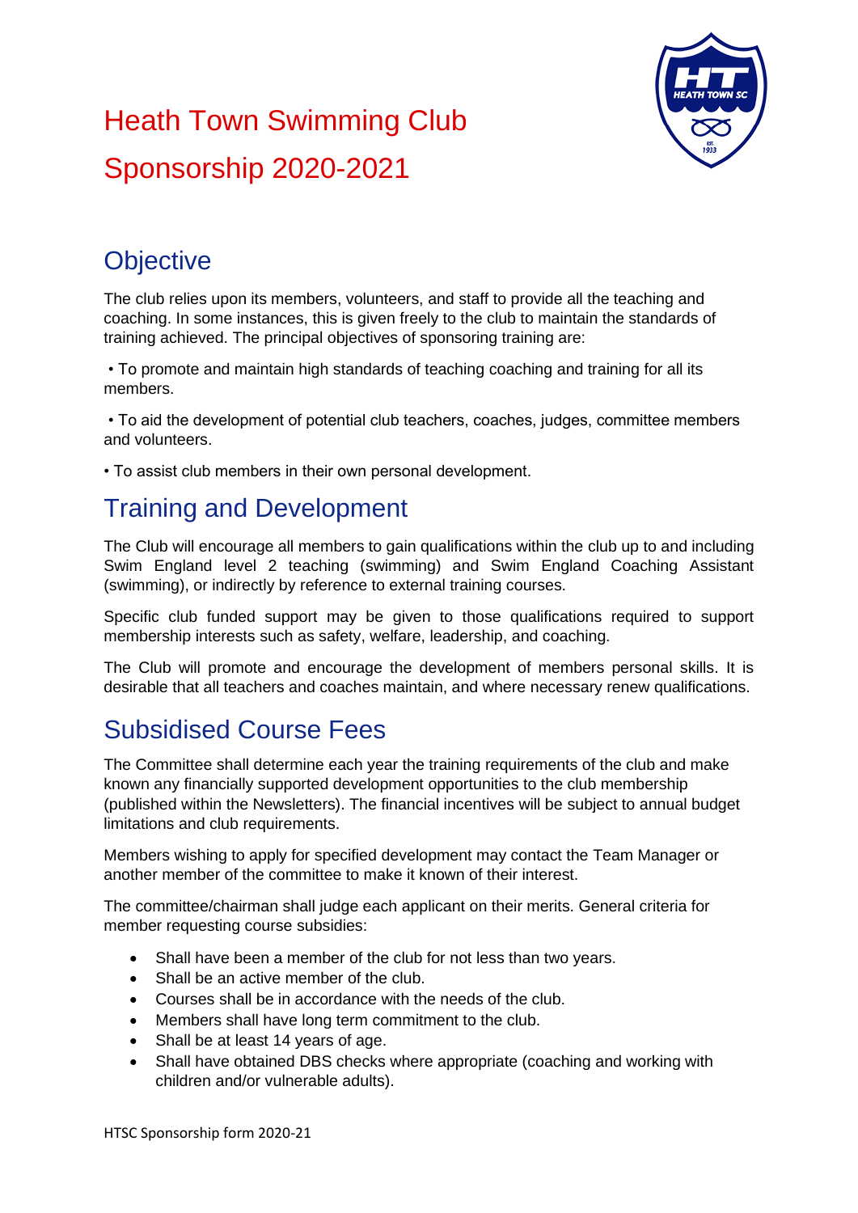# Heath Town Swimming Club Sponsorship 2020-2021

## Objective

The club relies upon its members, volunteers, and staff to provide all the teaching and coaching. In some instances, this is given freely to the club to maintain the standards of training achieved. The principal objectives of sponsoring training are:

• To promote and maintain high standards of teaching coaching and training for all its members.

• To aid the development of potential club teachers, coaches, judges, committee members and volunteers.

• To assist club members in their own personal development.

## Training and Development

The Club will encourage all members to gain qualifications within the club up to and including Swim England level 2 teaching (swimming) and Swim England Coaching Assistant (swimming), or indirectly by reference to external training courses.

Specific club funded support may be given to those qualifications required to support membership interests such as safety, welfare, leadership, and coaching.

The Club will promote and encourage the development of members personal skills. It is desirable that all teachers and coaches maintain, and where necessary renew qualifications.

## Subsidised Course Fees

The Committee shall determine each year the training requirements of the club and make known any financially supported development opportunities to the club membership (published within the Newsletters). The financial incentives will be subject to annual budget limitations and club requirements.

Members wishing to apply for specified development may contact the Team Manager or another member of the committee to make it known of their interest.

The committee/chairman shall judge each applicant on their merits. General criteria for member requesting course subsidies:

- Shall have been a member of the club for not less than two years.
- Shall be an active member of the club.
- Courses shall be in accordance with the needs of the club.
- Members shall have long term commitment to the club.
- Shall be at least 14 years of age.
- Shall have obtained DBS checks where appropriate (coaching and working with children and/or vulnerable adults).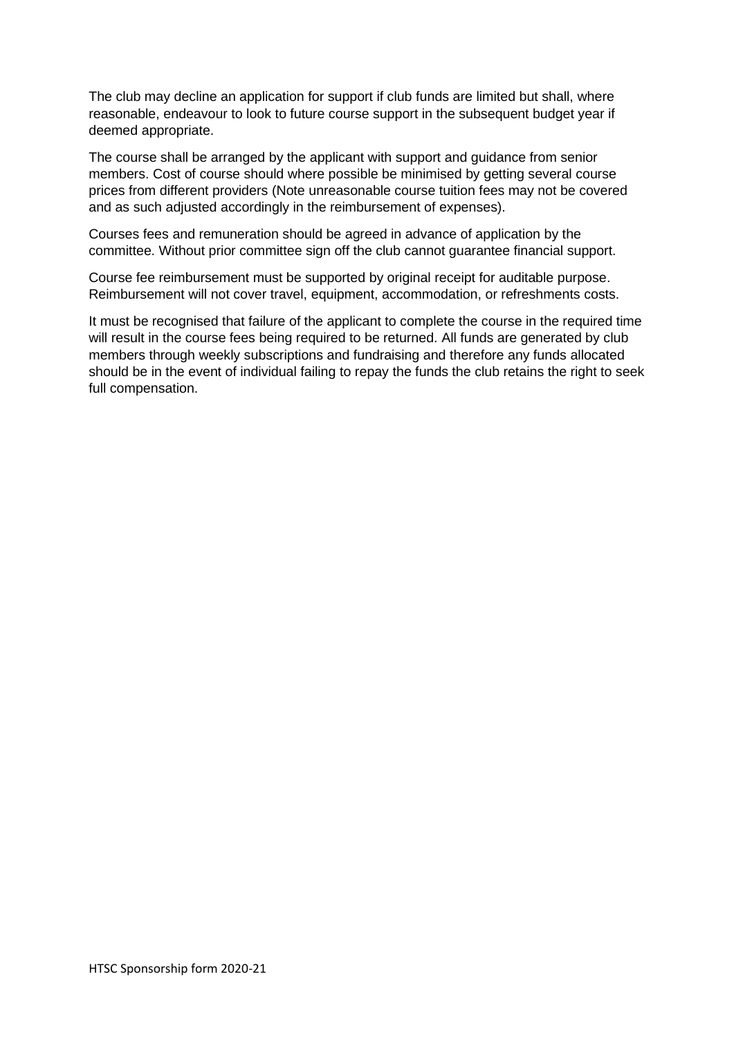The club may decline an application for support if club funds are limited but shall, where reasonable, endeavour to look to future course support in the subsequent budget year if deemed appropriate.

The course shall be arranged by the applicant with support and guidance from senior members. Cost of course should where possible be minimised by getting several course prices from different providers (Note unreasonable course tuition fees may not be covered and as such adjusted accordingly in the reimbursement of expenses).

Courses fees and remuneration should be agreed in advance of application by the committee. Without prior committee sign off the club cannot guarantee financial support.

Course fee reimbursement must be supported by original receipt for auditable purpose. Reimbursement will not cover travel, equipment, accommodation, or refreshments costs.

It must be recognised that failure of the applicant to complete the course in the required time will result in the course fees being required to be returned. All funds are generated by club members through weekly subscriptions and fundraising and therefore any funds allocated should be in the event of individual failing to repay the funds the club retains the right to seek full compensation.